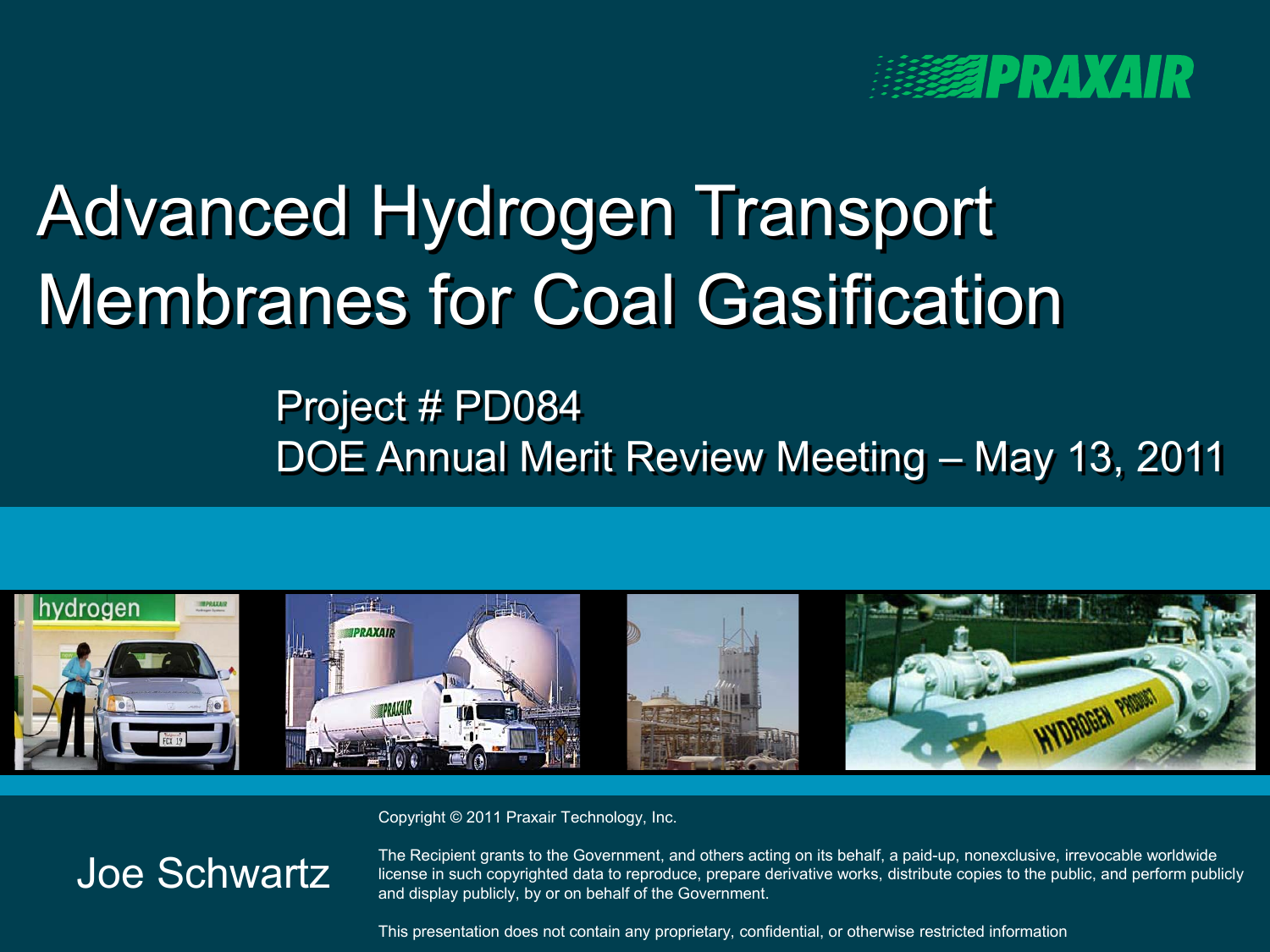PRAXAIR

# Advanced Hydrogen Transport Membranes for Coal Gasification

Project # PD084
DOE Annual Merit Review Meeting – May 13, 2011

Joe Schwartz

Copyright © 2011 Praxair Technology, Inc.

The Recipient grants to the Government, and others acting on its behalf, a paid-up, nonexclusive, irrevocable worldwide license in such copyrighted data to reproduce, prepare derivative works, distribute copies to the public, and perform publicly and display publicly, by or on behalf of the Government.

This presentation does not contain any proprietary, confidential, or otherwise restricted information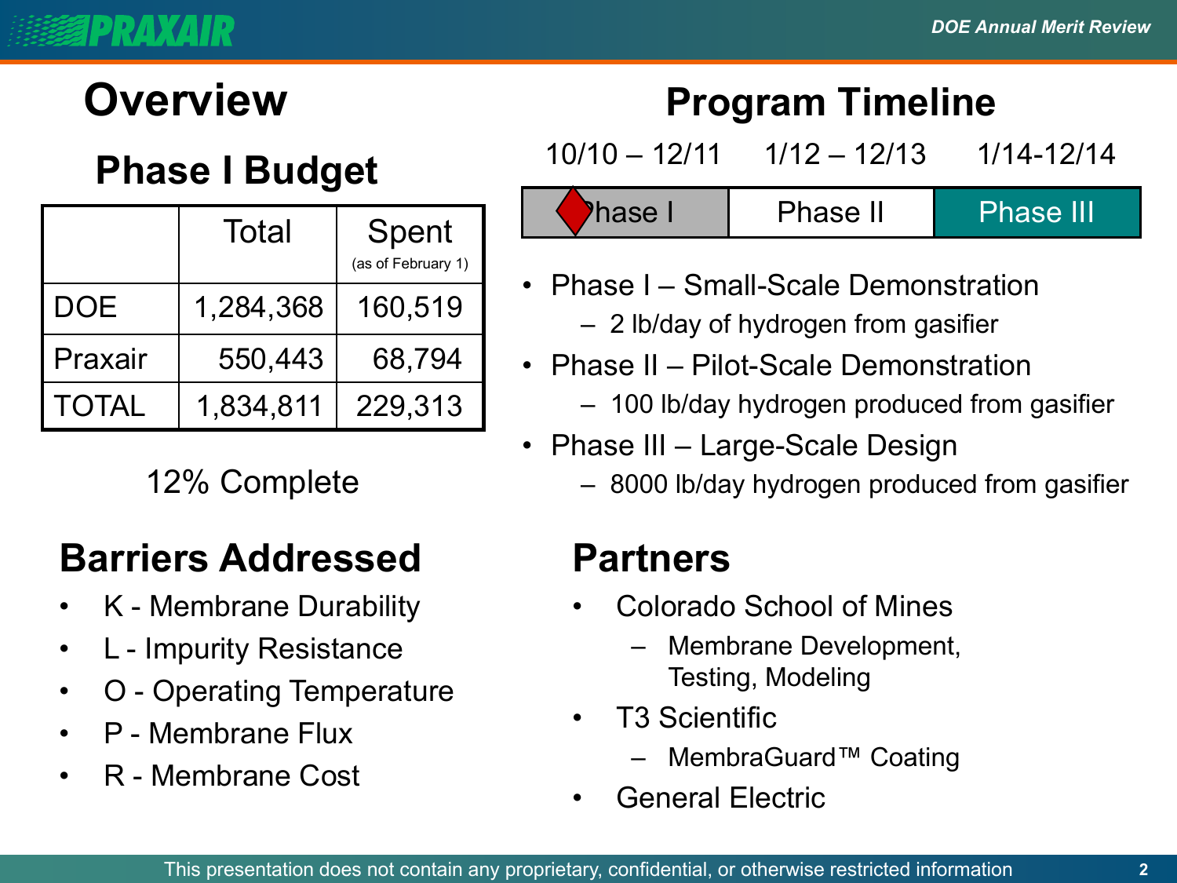# Overview

## Phase I Budget

| | Total | Spent (as of February 1) |
|---|---|---|
| DOE | 1,284,368 | 160,519 |
| Praxair | 550,443 | 68,794 |
| TOTAL | 1,834,811 | 229,313 |

12% Complete

## Program Timeline

| 10/10 – 12/11 | 1/12 – 12/13 | 1/14-12/14 |
|---|---|---|
| Phase I | Phase II | Phase III |

- Phase I – Small-Scale Demonstration
  - 2 lb/day of hydrogen from gasifier
- Phase II – Pilot-Scale Demonstration
  - 100 lb/day hydrogen produced from gasifier
- Phase III – Large-Scale Design
  - 8000 lb/day hydrogen produced from gasifier

## Barriers Addressed

- K - Membrane Durability
- L - Impurity Resistance
- O - Operating Temperature
- P - Membrane Flux
- R - Membrane Cost

## Partners

- Colorado School of Mines
  - Membrane Development, Testing, Modeling
- T3 Scientific
  - MembraGuard™ Coating
- General Electric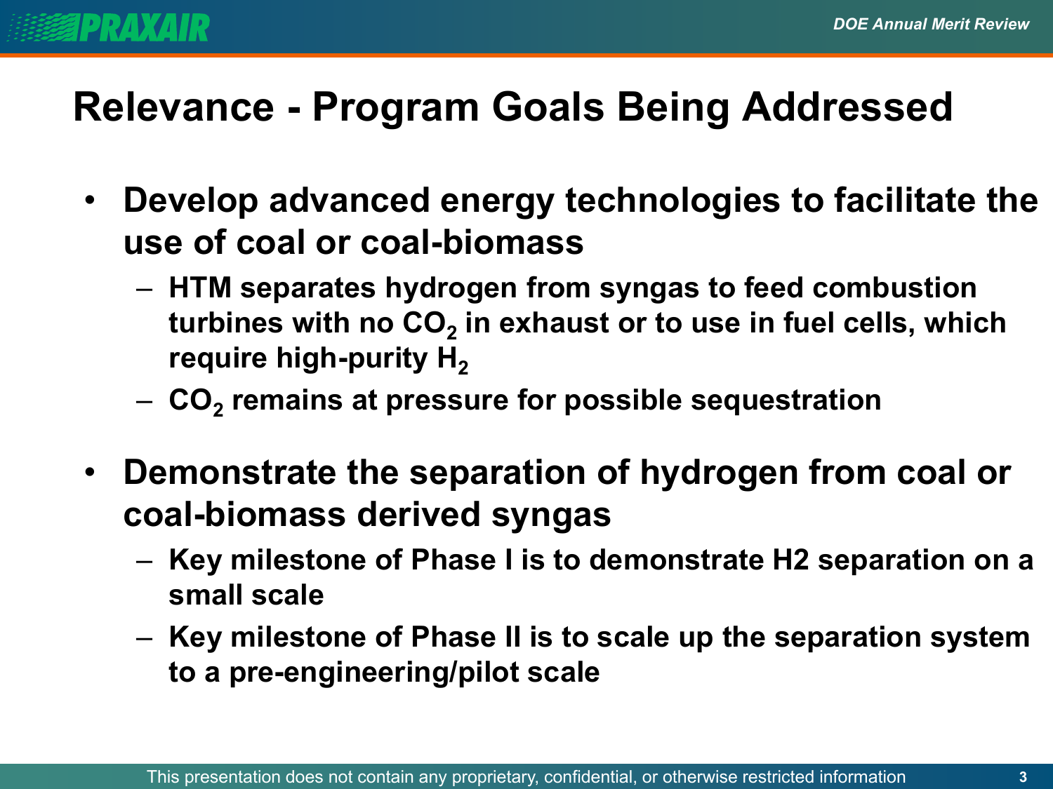# Relevance - Program Goals Being Addressed

- **Develop advanced energy technologies to facilitate the use of coal or coal-biomass**
  - **HTM separates hydrogen from syngas to feed combustion turbines with no $CO_2$ in exhaust or to use in fuel cells, which require high-purity $H_2$**
  - **$CO_2$ remains at pressure for possible sequestration**
- **Demonstrate the separation of hydrogen from coal or coal-biomass derived syngas**
  - **Key milestone of Phase I is to demonstrate H2 separation on a small scale**
  - **Key milestone of Phase II is to scale up the separation system to a pre-engineering/pilot scale**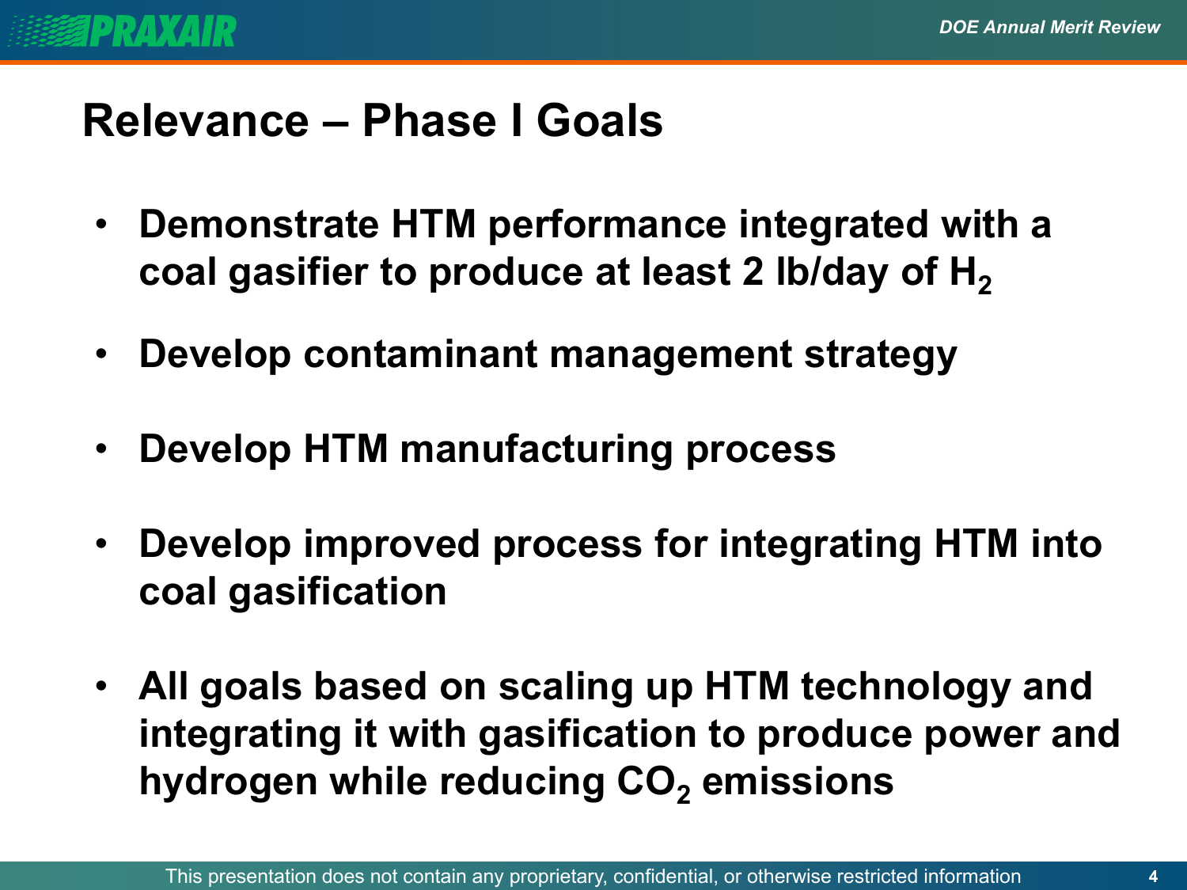# Relevance – Phase I Goals

- Demonstrate HTM performance integrated with a coal gasifier to produce at least 2 lb/day of $H_2$
- Develop contaminant management strategy
- Develop HTM manufacturing process
- Develop improved process for integrating HTM into coal gasification
- All goals based on scaling up HTM technology and integrating it with gasification to produce power and hydrogen while reducing $CO_2$ emissions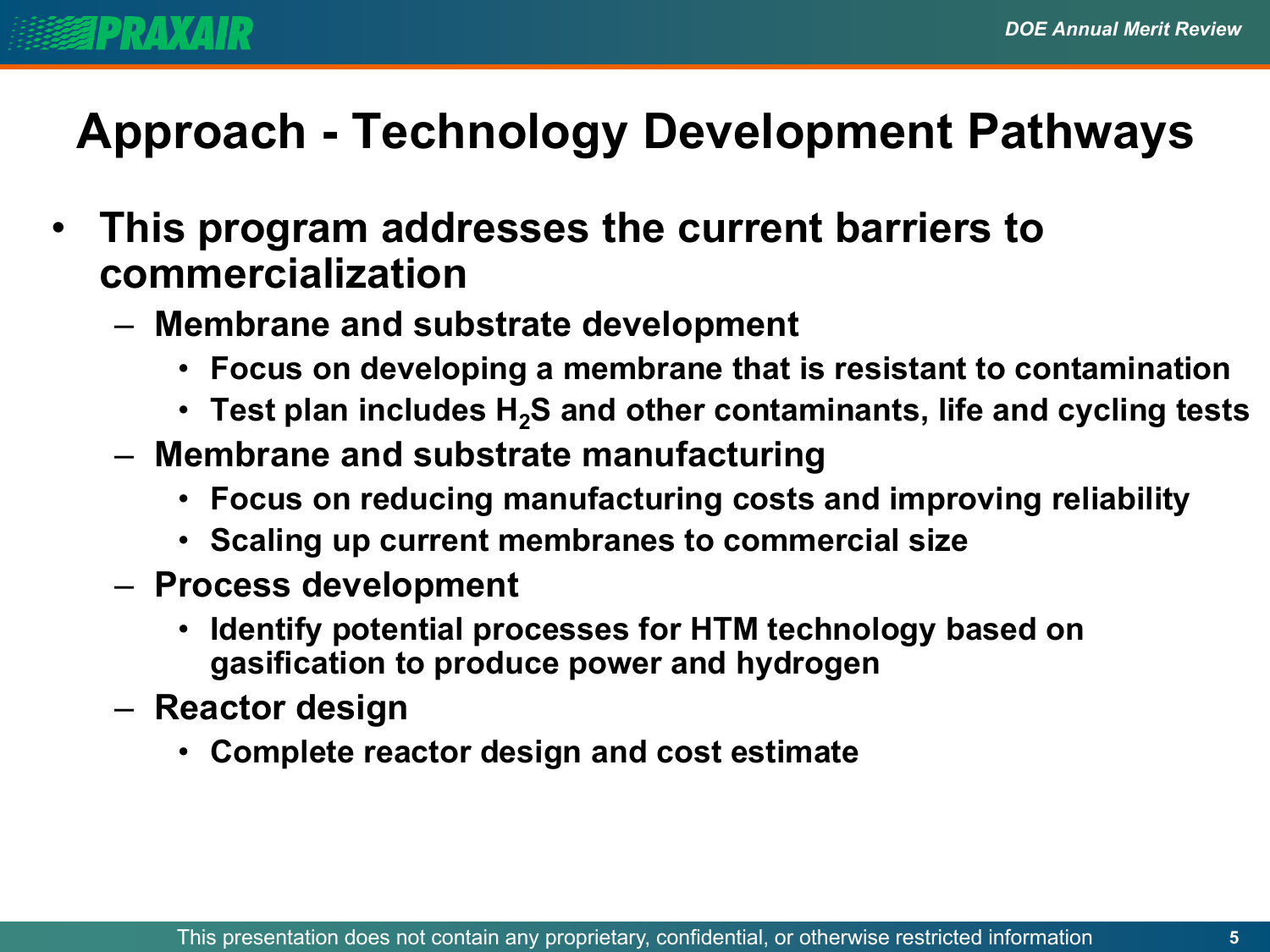# Approach - Technology Development Pathways

- **This program addresses the current barriers to commercialization**
  - **Membrane and substrate development**
    - **Focus on developing a membrane that is resistant to contamination**
    - **Test plan includes $H_2S$ and other contaminants, life and cycling tests**
  - **Membrane and substrate manufacturing**
    - **Focus on reducing manufacturing costs and improving reliability**
    - **Scaling up current membranes to commercial size**
  - **Process development**
    - **Identify potential processes for HTM technology based on gasification to produce power and hydrogen**
  - **Reactor design**
    - **Complete reactor design and cost estimate**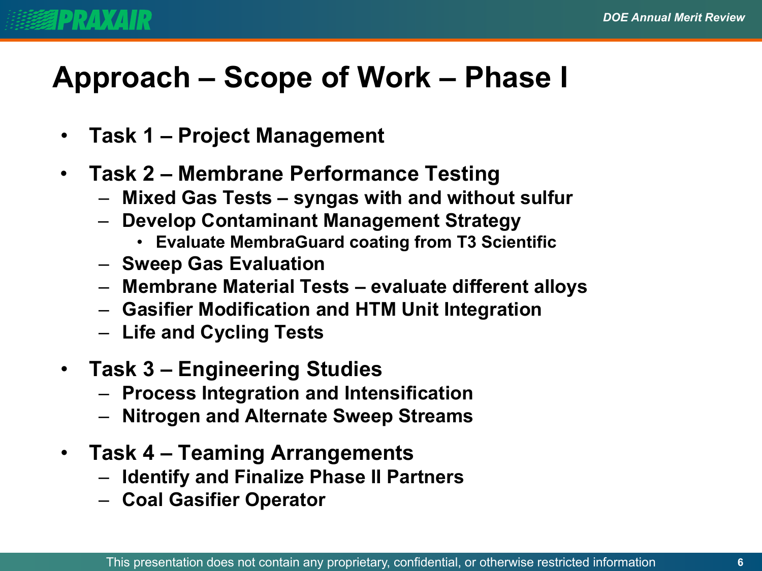# Approach – Scope of Work – Phase I

- **Task 1 – Project Management**
- **Task 2 – Membrane Performance Testing**
  - **Mixed Gas Tests – syngas with and without sulfur**
  - **Develop Contaminant Management Strategy**
    - **Evaluate MembraGuard coating from T3 Scientific**
  - **Sweep Gas Evaluation**
  - **Membrane Material Tests – evaluate different alloys**
  - **Gasifier Modification and HTM Unit Integration**
  - **Life and Cycling Tests**
- **Task 3 – Engineering Studies**
  - **Process Integration and Intensification**
  - **Nitrogen and Alternate Sweep Streams**
- **Task 4 – Teaming Arrangements**
  - **Identify and Finalize Phase II Partners**
  - **Coal Gasifier Operator**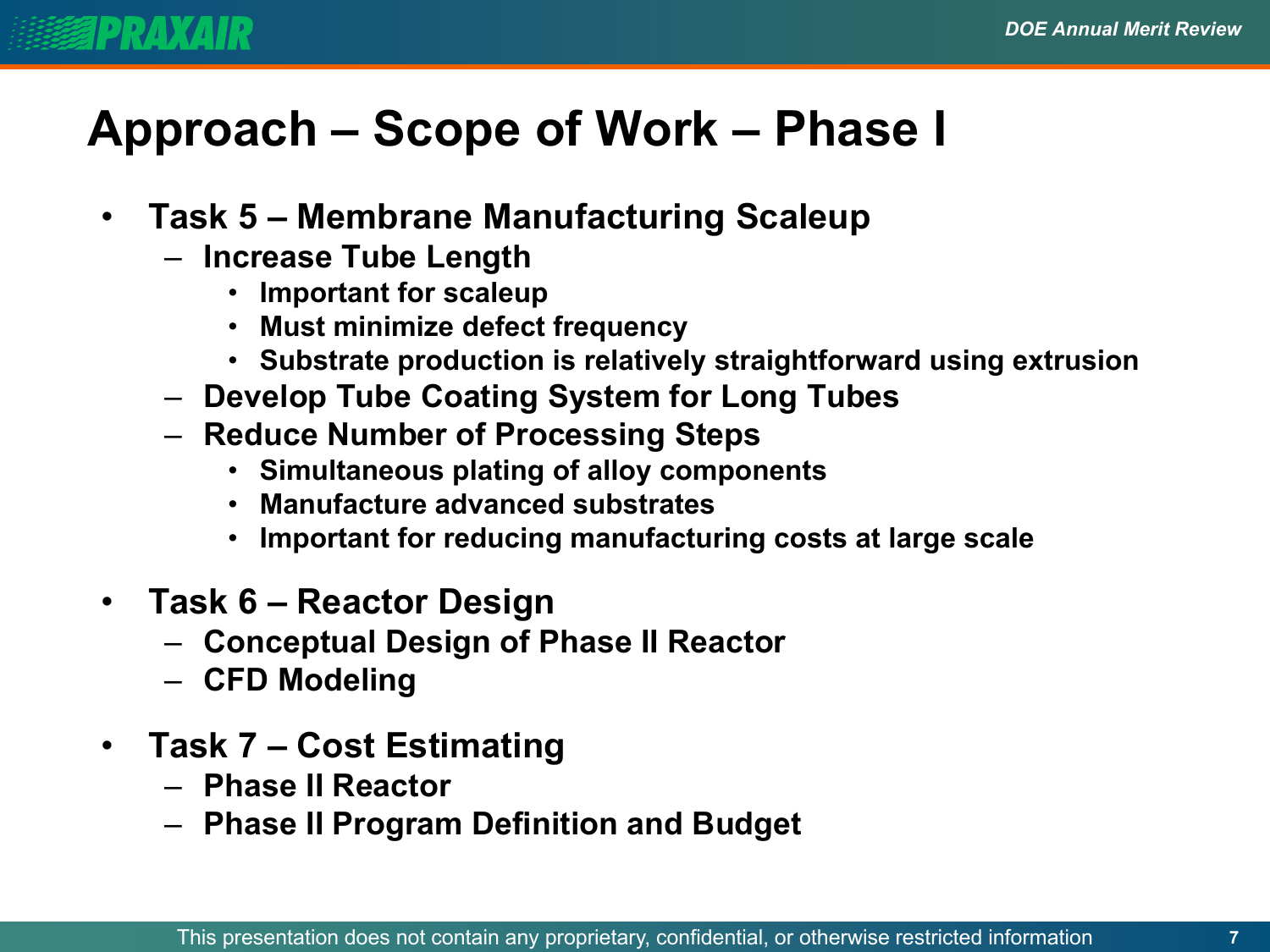# Approach – Scope of Work – Phase I

- **Task 5 – Membrane Manufacturing Scaleup**
  - **Increase Tube Length**
    - **Important for scaleup**
    - **Must minimize defect frequency**
    - **Substrate production is relatively straightforward using extrusion**
  - **Develop Tube Coating System for Long Tubes**
  - **Reduce Number of Processing Steps**
    - **Simultaneous plating of alloy components**
    - **Manufacture advanced substrates**
    - **Important for reducing manufacturing costs at large scale**

- **Task 6 – Reactor Design**
  - **Conceptual Design of Phase II Reactor**
  - **CFD Modeling**

- **Task 7 – Cost Estimating**
  - **Phase II Reactor**
  - **Phase II Program Definition and Budget**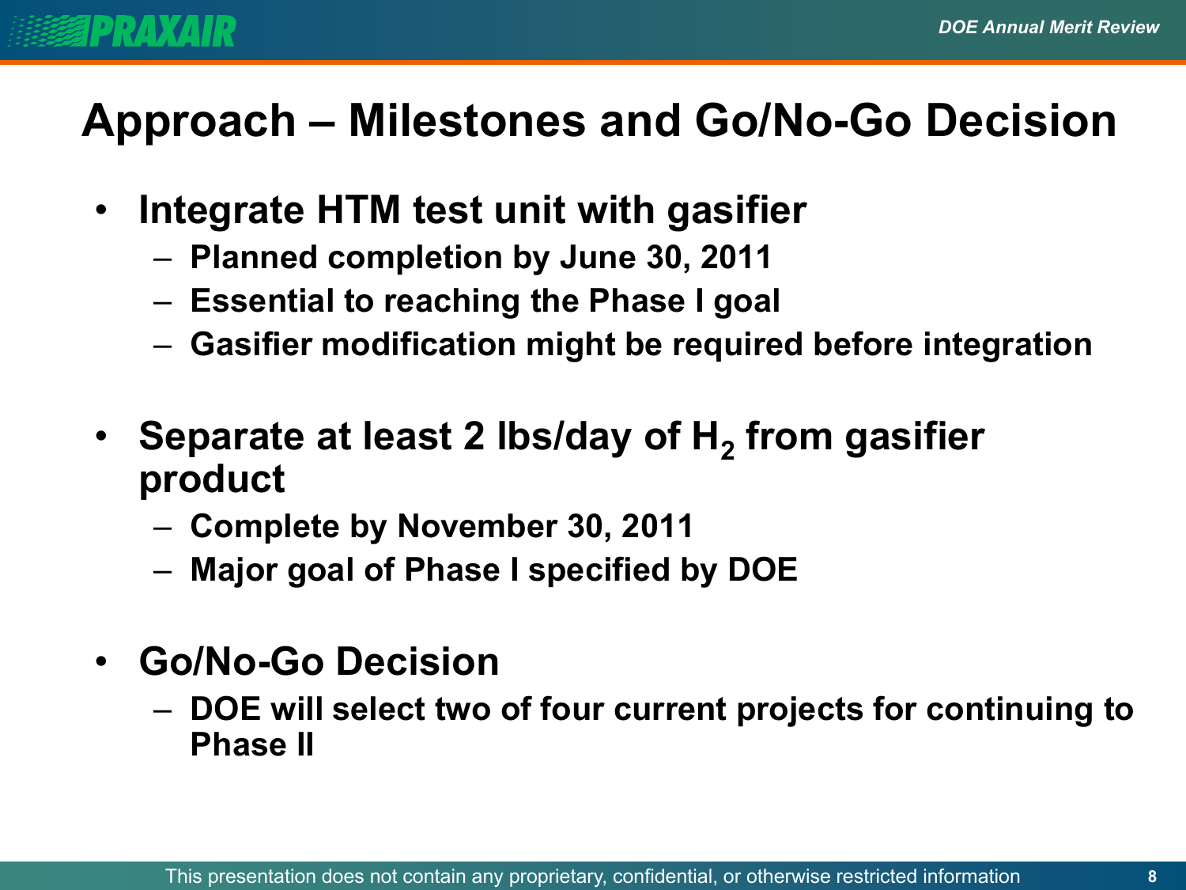# Approach – Milestones and Go/No-Go Decision

- **Integrate HTM test unit with gasifier**
  - **Planned completion by June 30, 2011**
  - **Essential to reaching the Phase I goal**
  - **Gasifier modification might be required before integration**

- **Separate at least 2 lbs/day of $H_2$ from gasifier product**
  - **Complete by November 30, 2011**
  - **Major goal of Phase I specified by DOE**

- **Go/No-Go Decision**
  - **DOE will select two of four current projects for continuing to Phase II**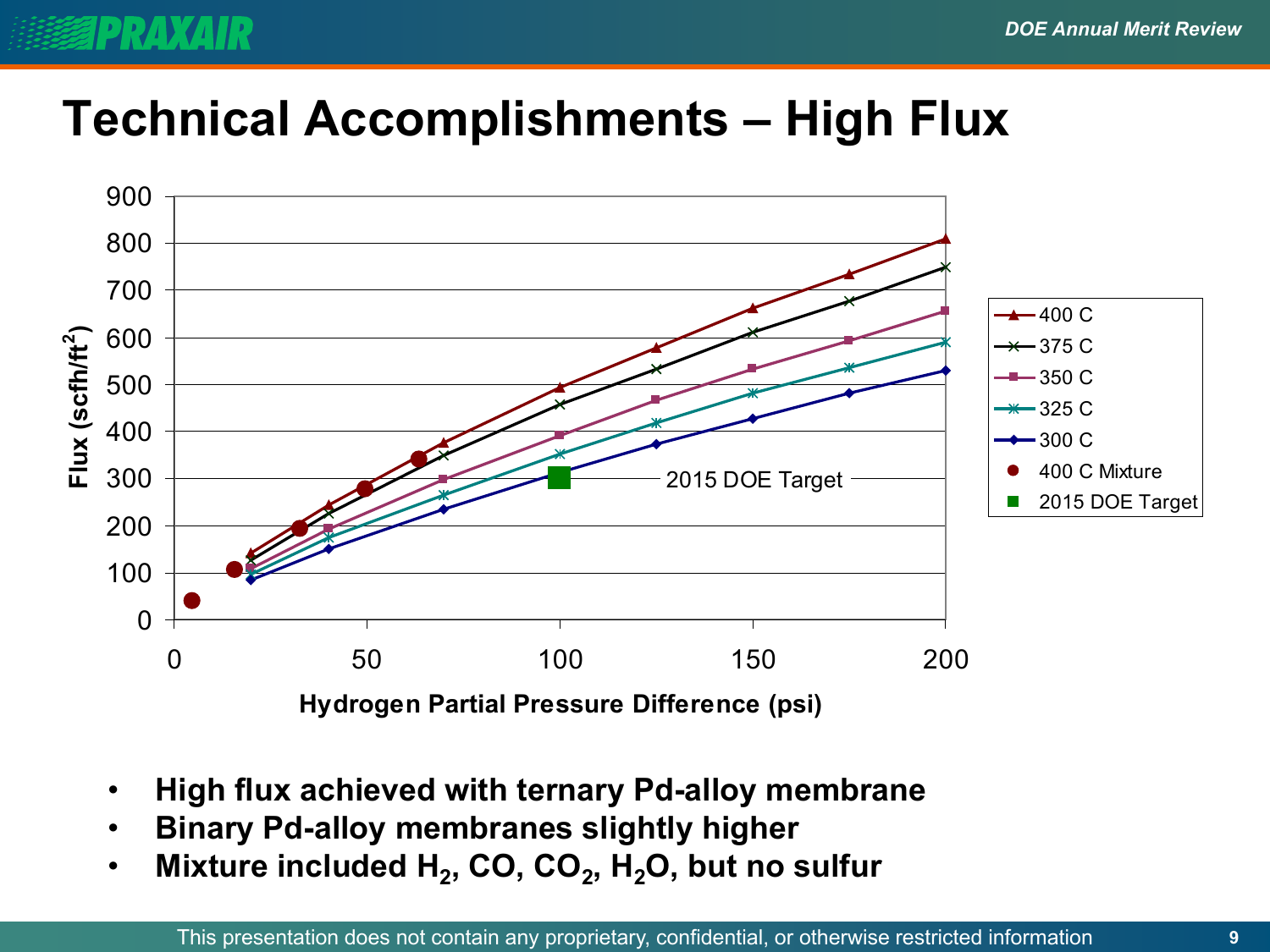# Technical Accomplishments – High Flux

- **High flux achieved with ternary Pd-alloy membrane**
- **Binary Pd-alloy membranes slightly higher**
- **Mixture included $H_2$, $CO$, $CO_2$, $H_2O$, but no sulfur**

This presentation does not contain any proprietary, confidential, or otherwise restricted information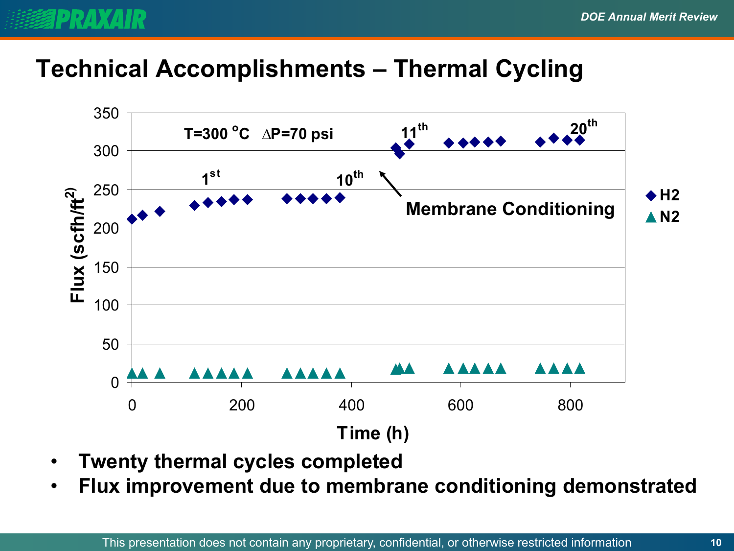# Technical Accomplishments – Thermal Cycling

T=300 °C ∆P=70 psi

Flux (scfh/ft$^2$) vs. Time (h)

- $H_2$
- $N_2$

1st, 10th, 11th, 20th

Membrane Conditioning

- **Twenty thermal cycles completed**
- **Flux improvement due to membrane conditioning demonstrated**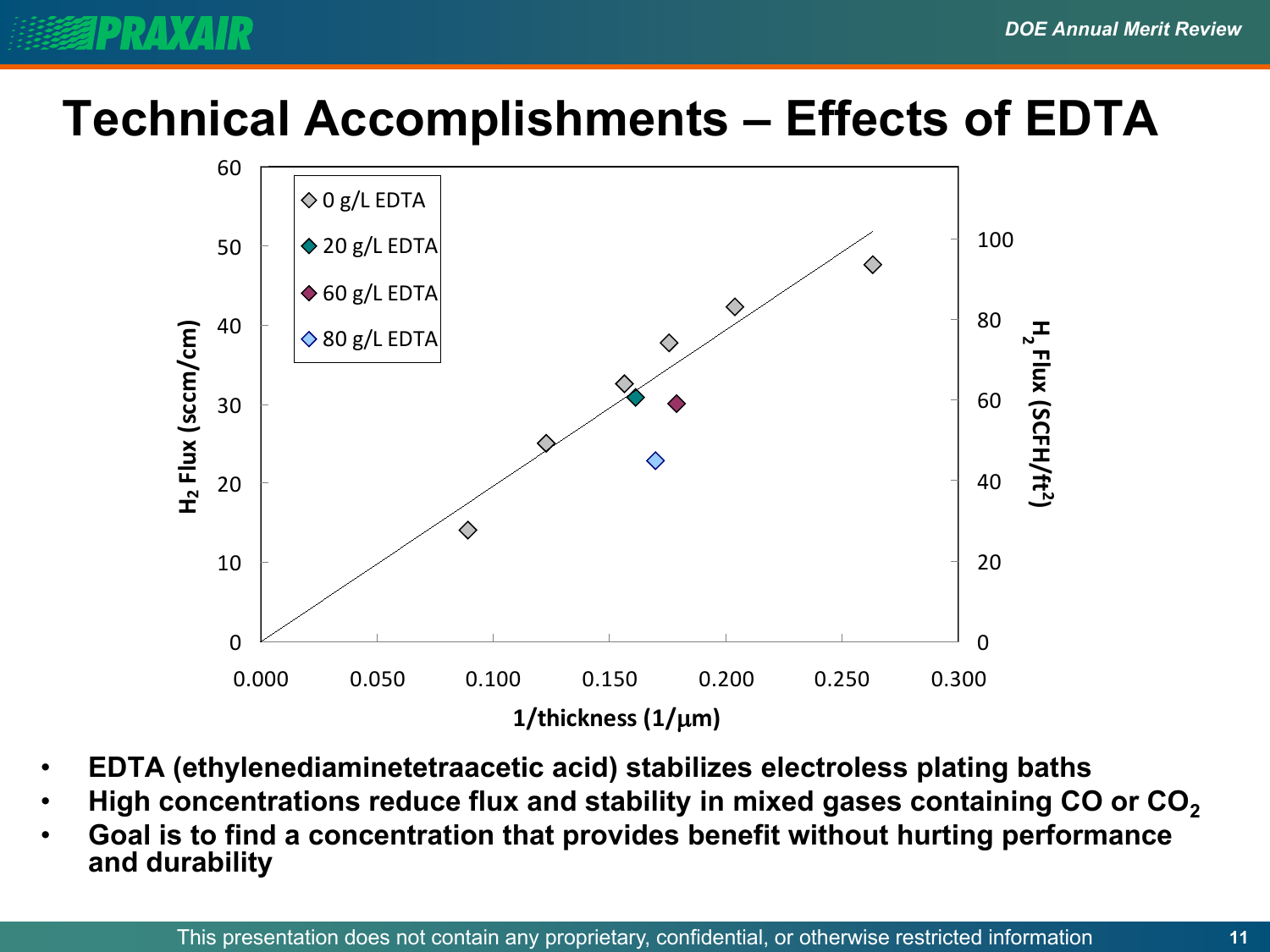# Technical Accomplishments – Effects of EDTA

- EDTA (ethylenediaminetetraacetic acid) stabilizes electroless plating baths
- High concentrations reduce flux and stability in mixed gases containing CO or $CO_2$
- Goal is to find a concentration that provides benefit without hurting performance and durability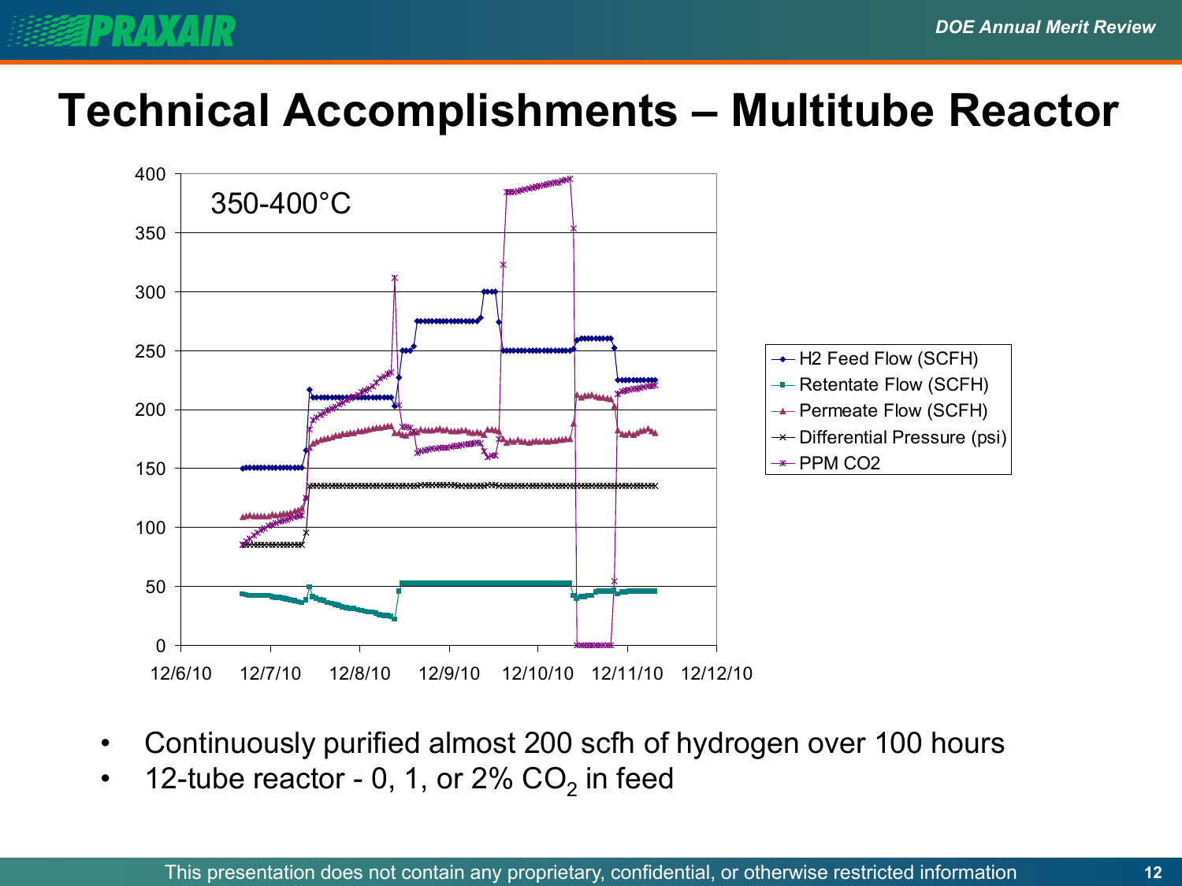# Technical Accomplishments – Multitube Reactor

350-400°C

- H2 Feed Flow (SCFH)
- Retentate Flow (SCFH)
- Permeate Flow (SCFH)
- Differential Pressure (psi)
- PPM CO2

- Continuously purified almost 200 scfh of hydrogen over 100 hours
- 12-tube reactor - 0, 1, or 2% $CO_2$ in feed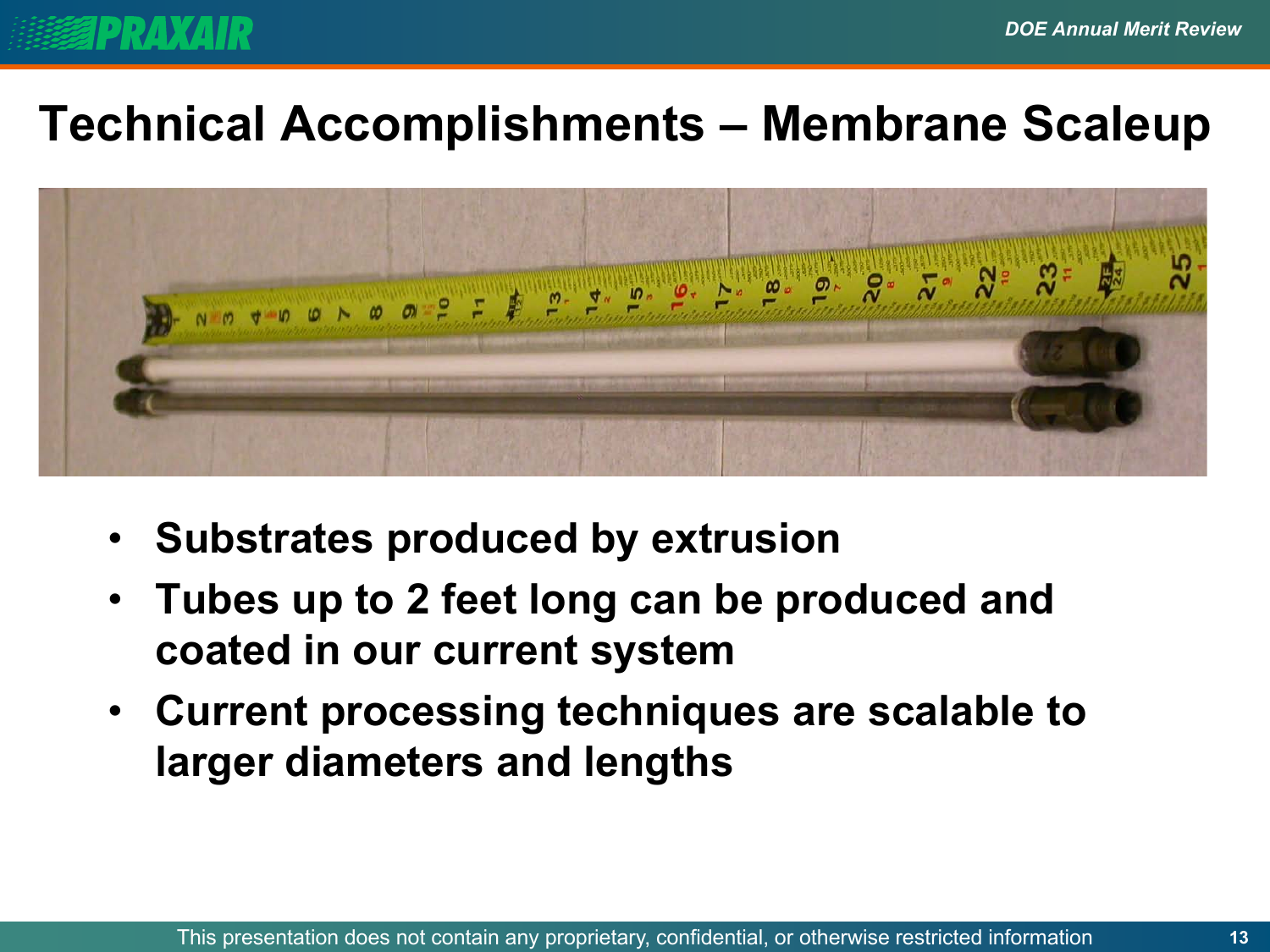# Technical Accomplishments – Membrane Scaleup

- **Substrates produced by extrusion**
- **Tubes up to 2 feet long can be produced and coated in our current system**
- **Current processing techniques are scalable to larger diameters and lengths**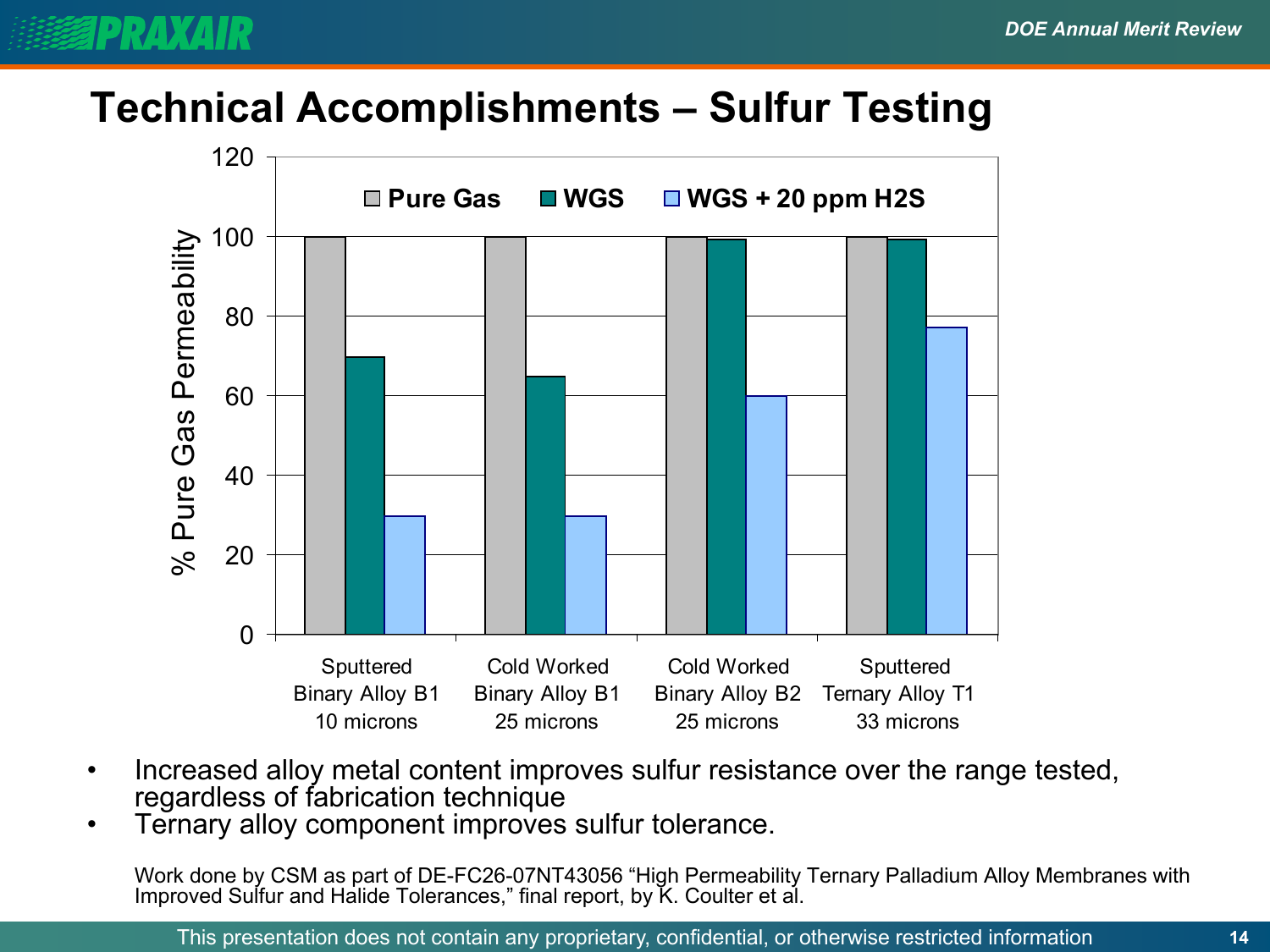# Technical Accomplishments – Sulfur Testing

% Pure Gas Permeability

| | Pure Gas | WGS | WGS + 20 ppm H2S |
|---|---|---|---|
| Sputtered Binary Alloy B1 10 microns | 100 | 70 | 30 |
| Cold Worked Binary Alloy B1 25 microns | 100 | 65 | 30 |
| Cold Worked Binary Alloy B2 25 microns | 100 | 99 | 60 |
| Sputtered Ternary Alloy T1 33 microns | 100 | 99 | 77 |

- Increased alloy metal content improves sulfur resistance over the range tested, regardless of fabrication technique
- Ternary alloy component improves sulfur tolerance.

Work done by CSM as part of DE-FC26-07NT43056 “High Permeability Ternary Palladium Alloy Membranes with Improved Sulfur and Halide Tolerances,” final report, by K. Coulter et al.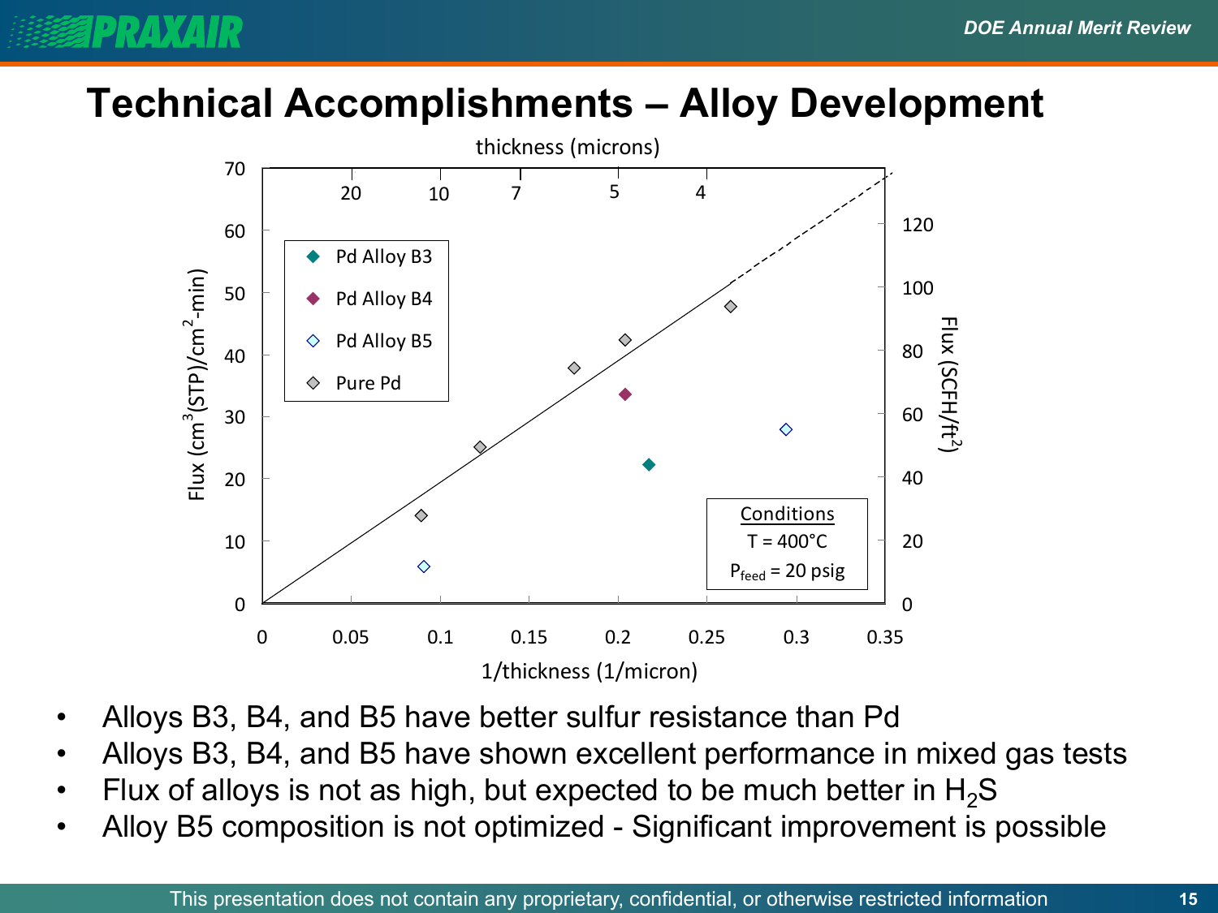# Technical Accomplishments – Alloy Development

thickness (microns)

Flux (cm$^3$(STP)/cm$^2$-min)

Flux (SCFH/ft$^2$)

1/thickness (1/micron)

- Pd Alloy B3
- Pd Alloy B4
- Pd Alloy B5
- Pure Pd

Conditions
T = 400°C
$P_{feed}$ = 20 psig

- Alloys B3, B4, and B5 have better sulfur resistance than Pd
- Alloys B3, B4, and B5 have shown excellent performance in mixed gas tests
- Flux of alloys is not as high, but expected to be much better in $H_2S$
- Alloy B5 composition is not optimized - Significant improvement is possible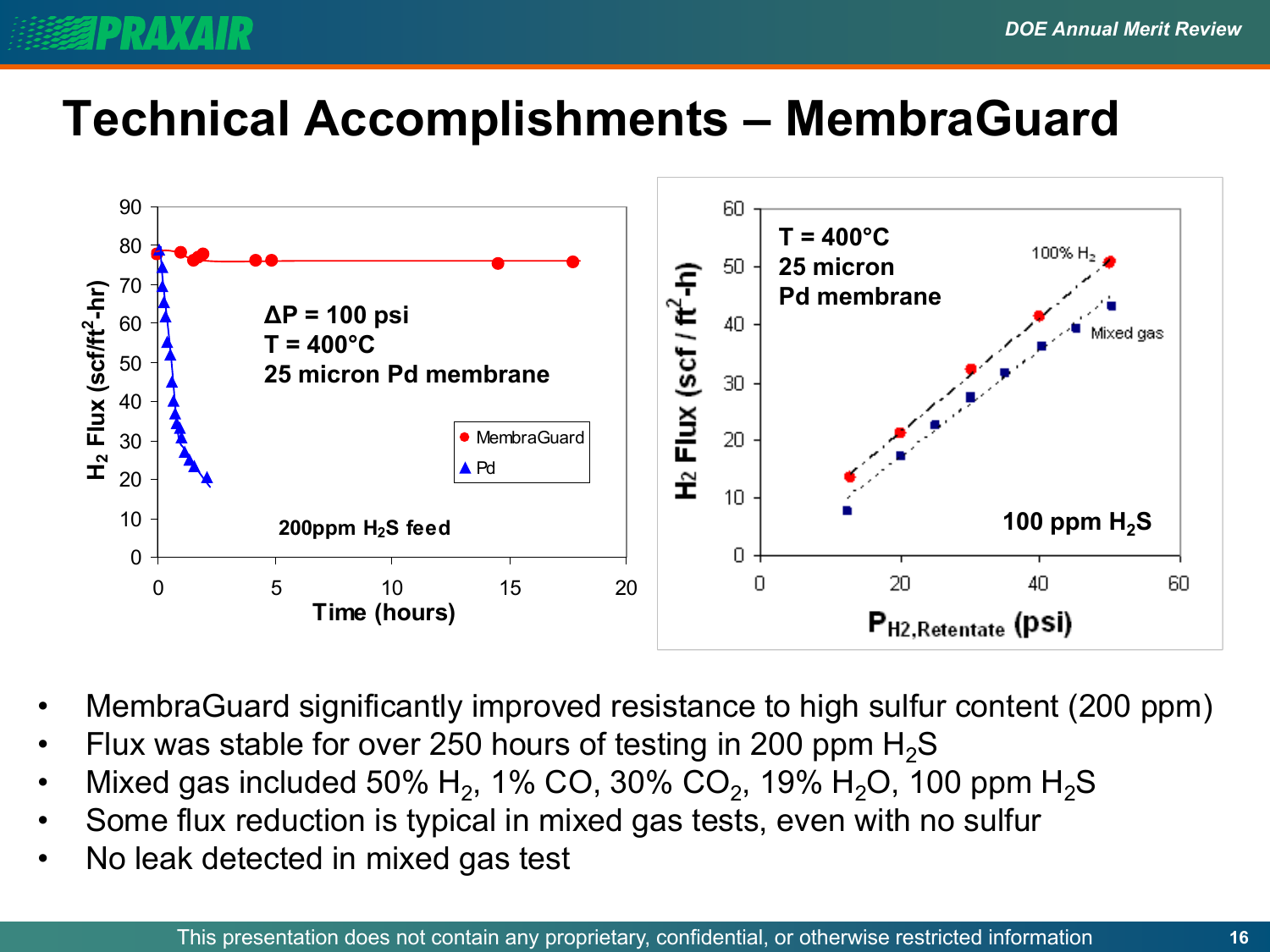# Technical Accomplishments – MembraGuard

- MembraGuard significantly improved resistance to high sulfur content (200 ppm)
- Flux was stable for over 250 hours of testing in 200 ppm $H_2S$
- Mixed gas included 50% $H_2$, 1% CO, 30% $CO_2$, 19% $H_2O$, 100 ppm $H_2S$
- Some flux reduction is typical in mixed gas tests, even with no sulfur
- No leak detected in mixed gas test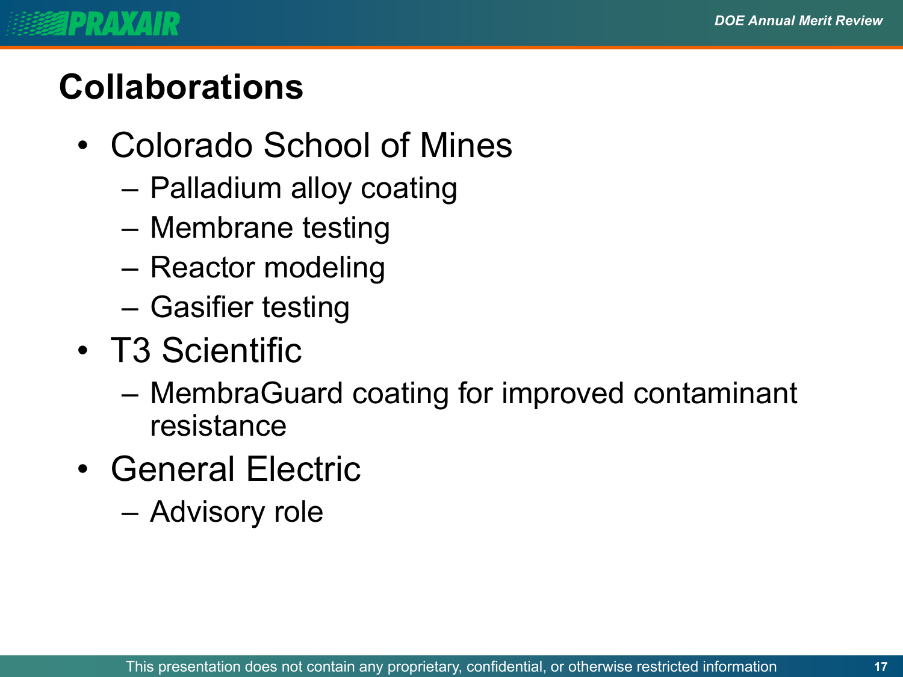## Collaborations

- Colorado School of Mines
  - Palladium alloy coating
  - Membrane testing
  - Reactor modeling
  - Gasifier testing
- T3 Scientific
  - MembraGuard coating for improved contaminant resistance
- General Electric
  - Advisory role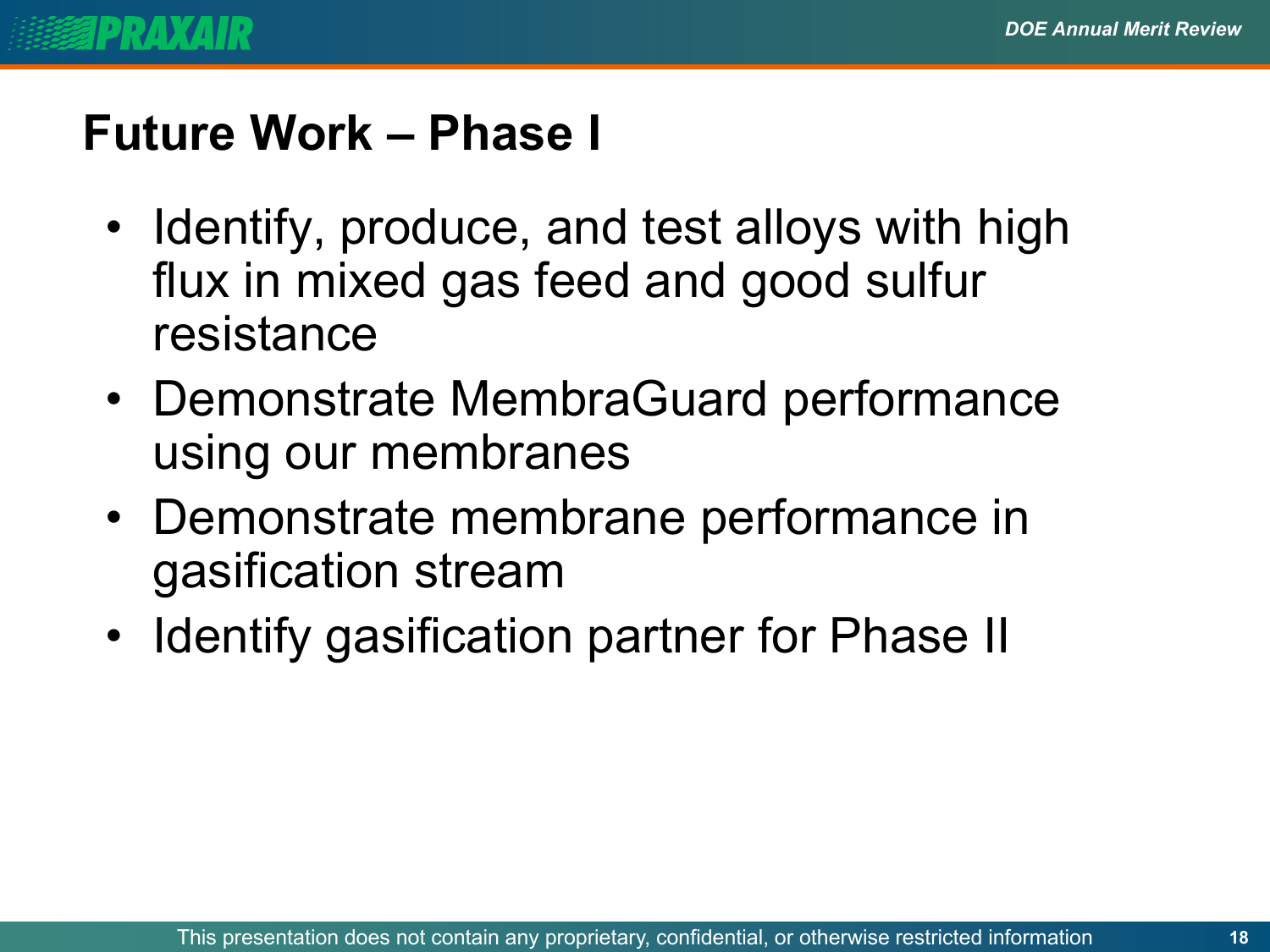# Future Work – Phase I

- Identify, produce, and test alloys with high flux in mixed gas feed and good sulfur resistance
- Demonstrate MembraGuard performance using our membranes
- Demonstrate membrane performance in gasification stream
- Identify gasification partner for Phase II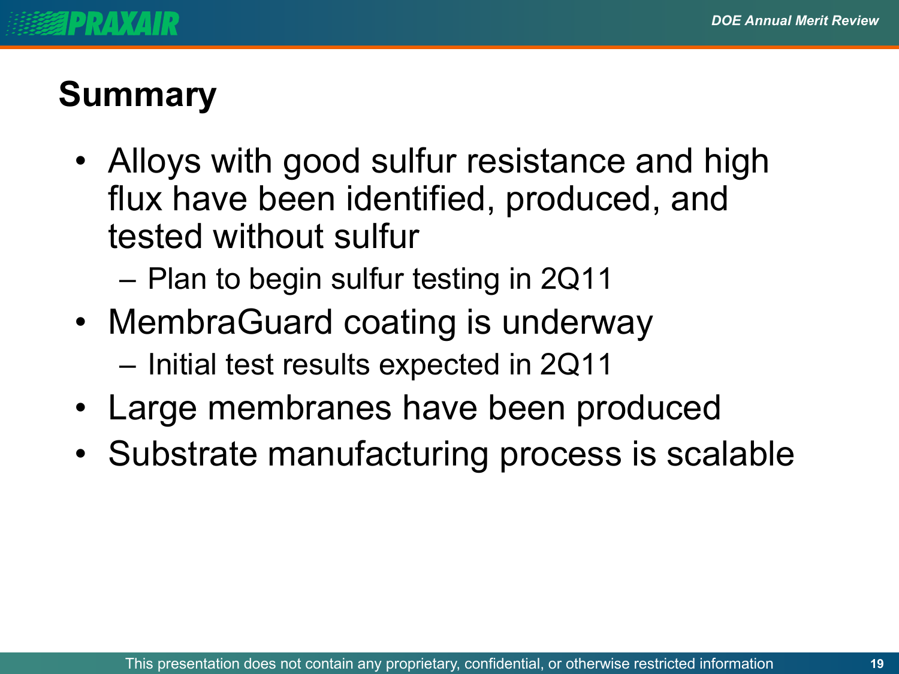# Summary

- Alloys with good sulfur resistance and high flux have been identified, produced, and tested without sulfur
  - Plan to begin sulfur testing in 2Q11
- MembraGuard coating is underway
  - Initial test results expected in 2Q11
- Large membranes have been produced
- Substrate manufacturing process is scalable